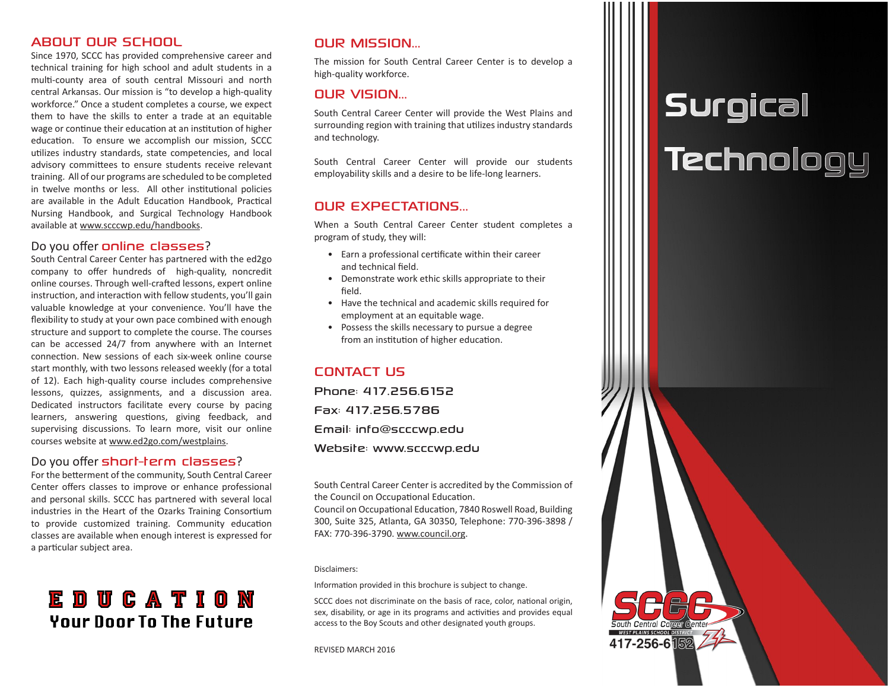## ABOUT OUR SCHOOL

Since 1970, SCCC has provided comprehensive career and technical training for high school and adult students in a multi-county area of south central Missouri and north central Arkansas. Our mission is "to develop a high-quality workforce." Once a student completes a course, we expect them to have the skills to enter a trade at an equitable wage or continue their education at an institution of higher education. To ensure we accomplish our mission, SCCC utilizes industry standards, state competencies, and local advisory committees to ensure students receive relevant training. All of our programs are scheduled to be completed in twelve months or less. All other institutional policies are available in the Adult Education Handbook, Practical Nursing Handbook, and Surgical Technology Handbook available at www.scccwp.edu/handbooks.

### Do you offer online classes?

South Central Career Center has partnered with the ed2go company to offer hundreds of high-quality, noncredit online courses. Through well-crafted lessons, expert online instruction, and interaction with fellow students, you'll gain valuable knowledge at your convenience. You'll have the flexibility to study at your own pace combined with enough structure and support to complete the course. The courses can be accessed 24/7 from anywhere with an Internet connection. New sessions of each six-week online course start monthly, with two lessons released weekly (for a total of 12). Each high-quality course includes comprehensive lessons, quizzes, assignments, and a discussion area. Dedicated instructors facilitate every course by pacing learners, answering questions, giving feedback, and supervising discussions. To learn more, visit our online courses website at www.ed2go.com/westplains.

### Do you offer short-term classes?

For the betterment of the community, South Central Career Center offers classes to improve or enhance professional and personal skills. SCCC has partnered with several local industries in the Heart of the Ozarks Training Consortium to provide customized training. Community education classes are available when enough interest is expressed for a particular subject area.

**E D U C A T I O N**
**Your Door To The Future**

## OUR MISSION...

The mission for South Central Career Center is to develop a high-quality workforce.

## OUR VISION...

South Central Career Center will provide the West Plains and surrounding region with training that utilizes industry standards and technology.

South Central Career Center will provide our students employability skills and a desire to be life-long learners.

## OUR EXPECTATIONS...

When a South Central Career Center student completes a program of study, they will:

- Earn a professional certificate within their career and technical field.
- Demonstrate work ethic skills appropriate to their field.
- Have the technical and academic skills required for employment at an equitable wage.
- Possess the skills necessary to pursue a degree from an institution of higher education.

## CONTACT US

Phone: 417.256.6152

Fax: 417.256.5786

Email: info@scccwp.edu

Website: www.scccwp.edu

South Central Career Center is accredited by the Commission of the Council on Occupational Education.
Council on Occupational Education, 7840 Roswell Road, Building 300, Suite 325, Atlanta, GA 30350, Telephone: 770-396-3898 / FAX: 770-396-3790. www.council.org.

Disclaimers:

Information provided in this brochure is subject to change.

SCCC does not discriminate on the basis of race, color, national origin, sex, disability, or age in its programs and activities and provides equal access to the Boy Scouts and other designated youth groups.

REVISED MARCH 2016

# Surgical Technology

SCCC
South Central Career Center
WEST PLAINS SCHOOL DISTRICT
417-256-6152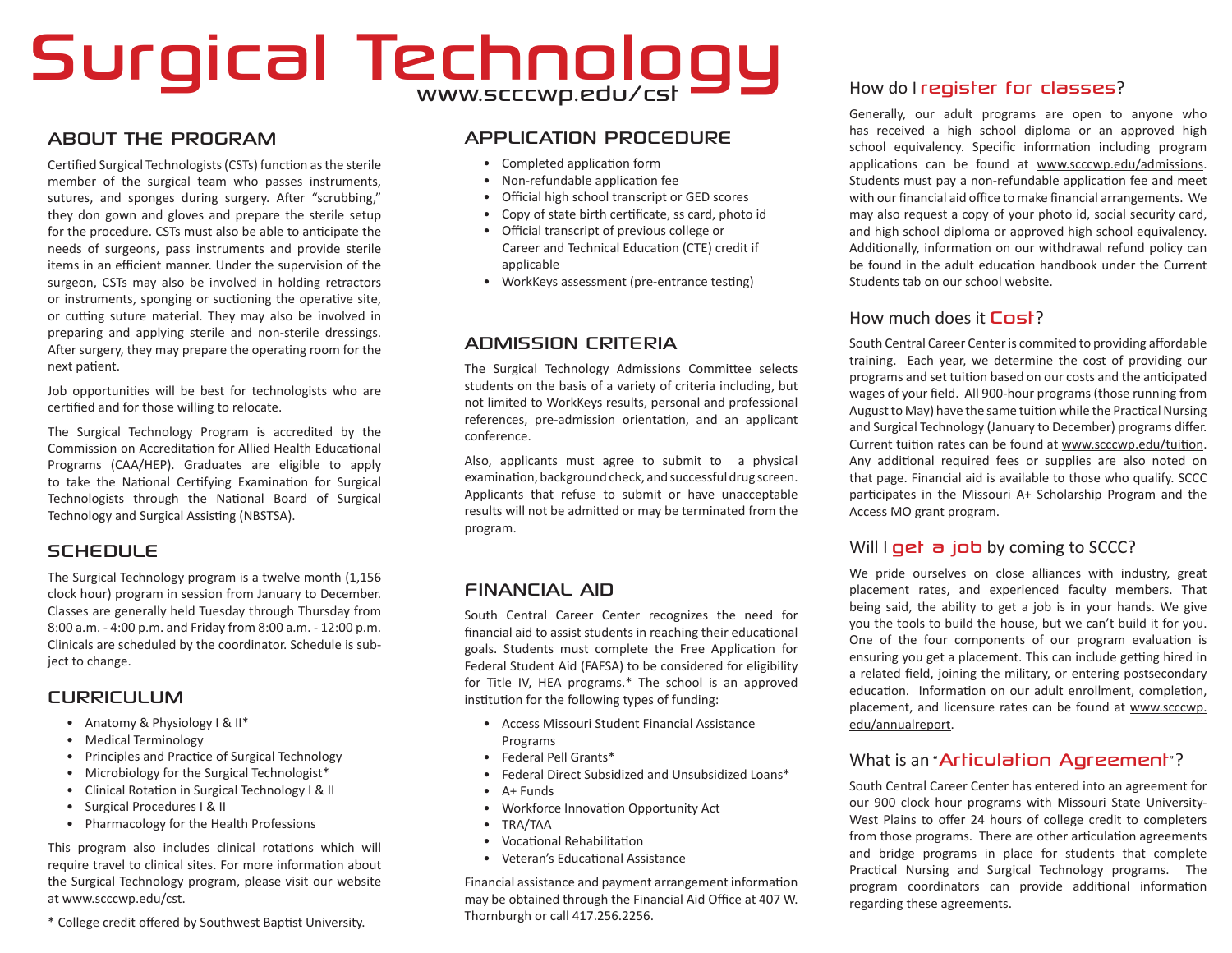# Surgical Technology

www.scccwp.edu/cst

## ABOUT THE PROGRAM

Certified Surgical Technologists (CSTs) function as the sterile member of the surgical team who passes instruments, sutures, and sponges during surgery. After "scrubbing," they don gown and gloves and prepare the sterile setup for the procedure. CSTs must also be able to anticipate the needs of surgeons, pass instruments and provide sterile items in an efficient manner. Under the supervision of the surgeon, CSTs may also be involved in holding retractors or instruments, sponging or suctioning the operative site, or cutting suture material. They may also be involved in preparing and applying sterile and non-sterile dressings. After surgery, they may prepare the operating room for the next patient.

Job opportunities will be best for technologists who are certified and for those willing to relocate.

The Surgical Technology Program is accredited by the Commission on Accreditation for Allied Health Educational Programs (CAA/HEP). Graduates are eligible to apply to take the National Certifying Examination for Surgical Technologists through the National Board of Surgical Technology and Surgical Assisting (NBSTSA).

## SCHEDULE

The Surgical Technology program is a twelve month (1,156 clock hour) program in session from January to December. Classes are generally held Tuesday through Thursday from 8:00 a.m. - 4:00 p.m. and Friday from 8:00 a.m. - 12:00 p.m. Clinicals are scheduled by the coordinator. Schedule is subject to change.

## CURRICULUM

- Anatomy & Physiology I & II*
- Medical Terminology
- Principles and Practice of Surgical Technology
- Microbiology for the Surgical Technologist*
- Clinical Rotation in Surgical Technology I & II
- Surgical Procedures I & II
- Pharmacology for the Health Professions

This program also includes clinical rotations which will require travel to clinical sites. For more information about the Surgical Technology program, please visit our website at www.scccwp.edu/cst.

* College credit offered by Southwest Baptist University.

## APPLICATION PROCEDURE

- Completed application form
- Non-refundable application fee
- Official high school transcript or GED scores
- Copy of state birth certificate, ss card, photo id
- Official transcript of previous college or Career and Technical Education (CTE) credit if applicable
- WorkKeys assessment (pre-entrance testing)

## ADMISSION CRITERIA

The Surgical Technology Admissions Committee selects students on the basis of a variety of criteria including, but not limited to WorkKeys results, personal and professional references, pre-admission orientation, and an applicant conference.

Also, applicants must agree to submit to a physical examination, background check, and successful drug screen. Applicants that refuse to submit or have unacceptable results will not be admitted or may be terminated from the program.

## FINANCIAL AID

South Central Career Center recognizes the need for financial aid to assist students in reaching their educational goals. Students must complete the Free Application for Federal Student Aid (FAFSA) to be considered for eligibility for Title IV, HEA programs.* The school is an approved institution for the following types of funding:

- Access Missouri Student Financial Assistance Programs
- Federal Pell Grants*
- Federal Direct Subsidized and Unsubsidized Loans*
- A+ Funds
- Workforce Innovation Opportunity Act
- TRA/TAA
- Vocational Rehabilitation
- Veteran's Educational Assistance

Financial assistance and payment arrangement information may be obtained through the Financial Aid Office at 407 W. Thornburgh or call 417.256.2256.

## How do I register for classes?

Generally, our adult programs are open to anyone who has received a high school diploma or an approved high school equivalency. Specific information including program applications can be found at www.scccwp.edu/admissions. Students must pay a non-refundable application fee and meet with our financial aid office to make financial arrangements. We may also request a copy of your photo id, social security card, and high school diploma or approved high school equivalency. Additionally, information on our withdrawal refund policy can be found in the adult education handbook under the Current Students tab on our school website.

## How much does it Cost?

South Central Career Center is commited to providing affordable training. Each year, we determine the cost of providing our programs and set tuition based on our costs and the anticipated wages of your field. All 900-hour programs (those running from August to May) have the same tuition while the Practical Nursing and Surgical Technology (January to December) programs differ. Current tuition rates can be found at www.scccwp.edu/tuition. Any additional required fees or supplies are also noted on that page. Financial aid is available to those who qualify. SCCC participates in the Missouri A+ Scholarship Program and the Access MO grant program.

## Will I get a job by coming to SCCC?

We pride ourselves on close alliances with industry, great placement rates, and experienced faculty members. That being said, the ability to get a job is in your hands. We give you the tools to build the house, but we can't build it for you. One of the four components of our program evaluation is ensuring you get a placement. This can include getting hired in a related field, joining the military, or entering postsecondary education. Information on our adult enrollment, completion, placement, and licensure rates can be found at www.scccwp.edu/annualreport.

## What is an "Articulation Agreement"?

South Central Career Center has entered into an agreement for our 900 clock hour programs with Missouri State University-West Plains to offer 24 hours of college credit to completers from those programs. There are other articulation agreements and bridge programs in place for students that complete Practical Nursing and Surgical Technology programs. The program coordinators can provide additional information regarding these agreements.